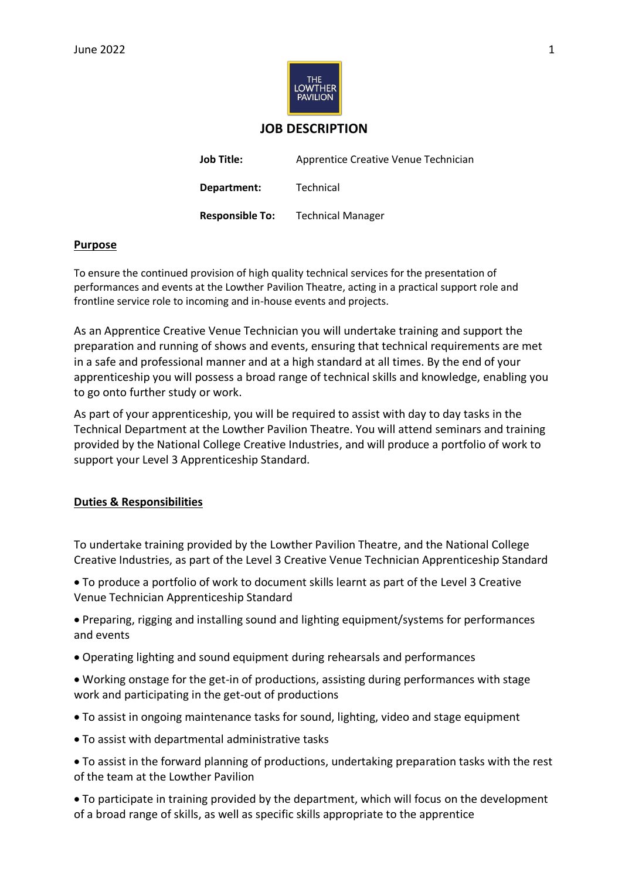# JOB DESCRIPTION

| | |
|---|---|
| **Job Title:** | Apprentice Creative Venue Technician |
| **Department:** | Technical |
| **Responsible To:** | Technical Manager |

## Purpose

To ensure the continued provision of high quality technical services for the presentation of performances and events at the Lowther Pavilion Theatre, acting in a practical support role and frontline service role to incoming and in-house events and projects.

As an Apprentice Creative Venue Technician you will undertake training and support the preparation and running of shows and events, ensuring that technical requirements are met in a safe and professional manner and at a high standard at all times. By the end of your apprenticeship you will possess a broad range of technical skills and knowledge, enabling you to go onto further study or work.

As part of your apprenticeship, you will be required to assist with day to day tasks in the Technical Department at the Lowther Pavilion Theatre. You will attend seminars and training provided by the National College Creative Industries, and will produce a portfolio of work to support your Level 3 Apprenticeship Standard.

## Duties & Responsibilities

To undertake training provided by the Lowther Pavilion Theatre, and the National College Creative Industries, as part of the Level 3 Creative Venue Technician Apprenticeship Standard

- To produce a portfolio of work to document skills learnt as part of the Level 3 Creative Venue Technician Apprenticeship Standard
- Preparing, rigging and installing sound and lighting equipment/systems for performances and events
- Operating lighting and sound equipment during rehearsals and performances
- Working onstage for the get-in of productions, assisting during performances with stage work and participating in the get-out of productions
- To assist in ongoing maintenance tasks for sound, lighting, video and stage equipment
- To assist with departmental administrative tasks
- To assist in the forward planning of productions, undertaking preparation tasks with the rest of the team at the Lowther Pavilion
- To participate in training provided by the department, which will focus on the development of a broad range of skills, as well as specific skills appropriate to the apprentice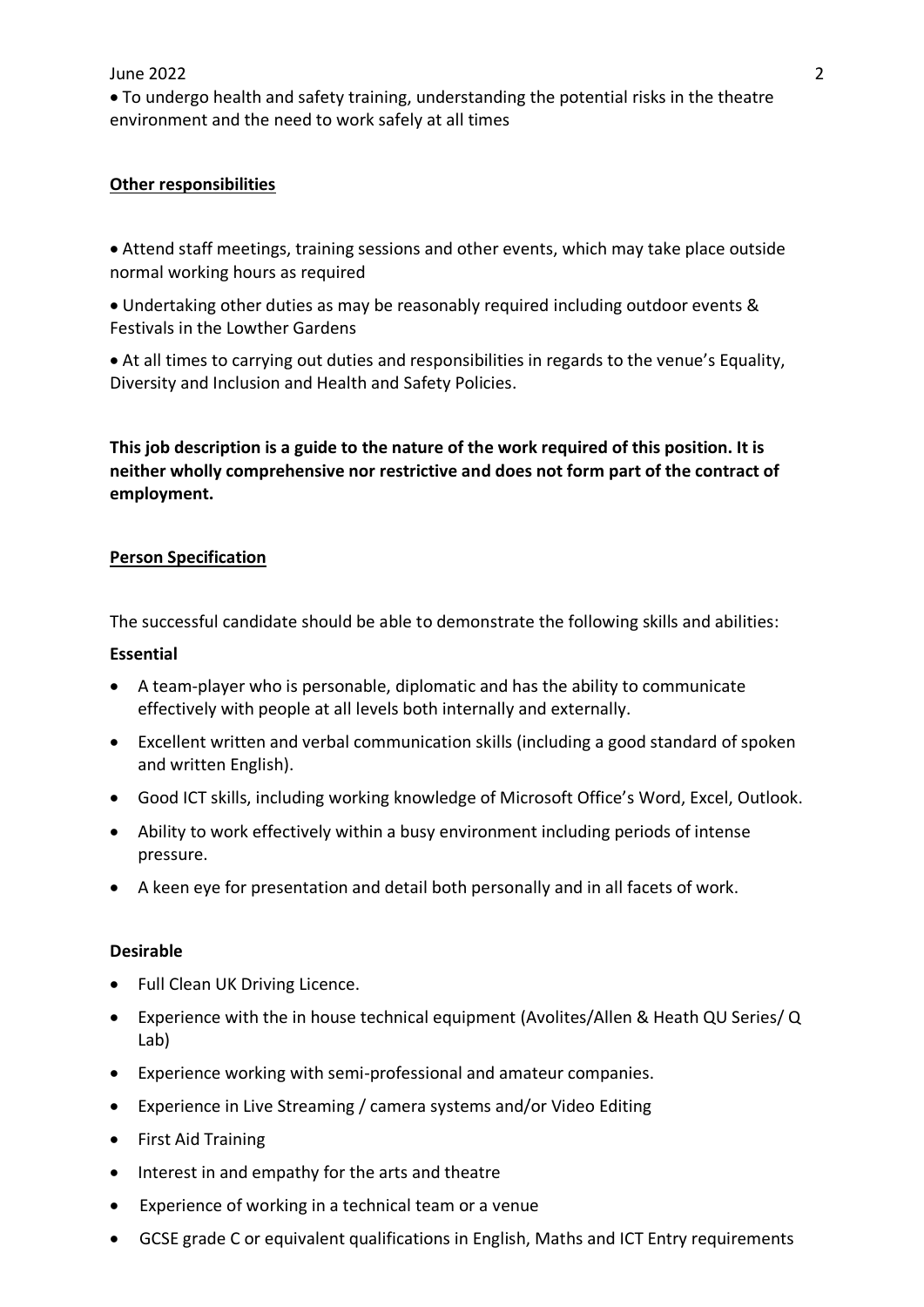- To undergo health and safety training, understanding the potential risks in the theatre environment and the need to work safely at all times

**Other responsibilities**

- Attend staff meetings, training sessions and other events, which may take place outside normal working hours as required
- Undertaking other duties as may be reasonably required including outdoor events & Festivals in the Lowther Gardens
- At all times to carrying out duties and responsibilities in regards to the venue's Equality, Diversity and Inclusion and Health and Safety Policies.

**This job description is a guide to the nature of the work required of this position. It is neither wholly comprehensive nor restrictive and does not form part of the contract of employment.**

**Person Specification**

The successful candidate should be able to demonstrate the following skills and abilities:

**Essential**

- A team-player who is personable, diplomatic and has the ability to communicate effectively with people at all levels both internally and externally.
- Excellent written and verbal communication skills (including a good standard of spoken and written English).
- Good ICT skills, including working knowledge of Microsoft Office's Word, Excel, Outlook.
- Ability to work effectively within a busy environment including periods of intense pressure.
- A keen eye for presentation and detail both personally and in all facets of work.

**Desirable**

- Full Clean UK Driving Licence.
- Experience with the in house technical equipment (Avolites/Allen & Heath QU Series/ Q Lab)
- Experience working with semi-professional and amateur companies.
- Experience in Live Streaming / camera systems and/or Video Editing
- First Aid Training
- Interest in and empathy for the arts and theatre
- Experience of working in a technical team or a venue
- GCSE grade C or equivalent qualifications in English, Maths and ICT Entry requirements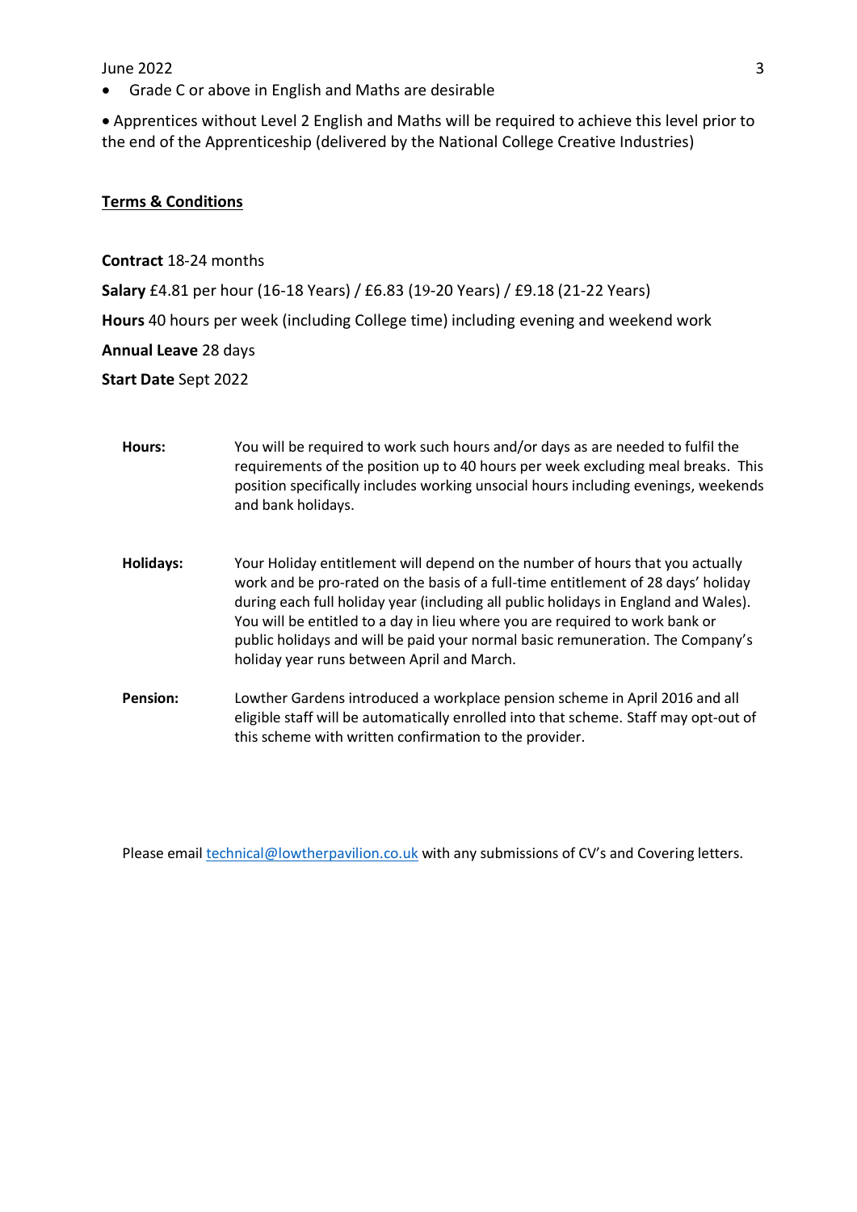- Grade C or above in English and Maths are desirable

• Apprentices without Level 2 English and Maths will be required to achieve this level prior to the end of the Apprenticeship (delivered by the National College Creative Industries)

**Terms & Conditions**

**Contract** 18-24 months

**Salary** £4.81 per hour (16-18 Years) / £6.83 (19-20 Years) / £9.18 (21-22 Years)

**Hours** 40 hours per week (including College time) including evening and weekend work

**Annual Leave** 28 days

**Start Date** Sept 2022

**Hours:** You will be required to work such hours and/or days as are needed to fulfil the requirements of the position up to 40 hours per week excluding meal breaks. This position specifically includes working unsocial hours including evenings, weekends and bank holidays.

**Holidays:** Your Holiday entitlement will depend on the number of hours that you actually work and be pro-rated on the basis of a full-time entitlement of 28 days' holiday during each full holiday year (including all public holidays in England and Wales). You will be entitled to a day in lieu where you are required to work bank or public holidays and will be paid your normal basic remuneration. The Company's holiday year runs between April and March.

**Pension:** Lowther Gardens introduced a workplace pension scheme in April 2016 and all eligible staff will be automatically enrolled into that scheme. Staff may opt-out of this scheme with written confirmation to the provider.

Please email technical@lowtherpavilion.co.uk with any submissions of CV's and Covering letters.